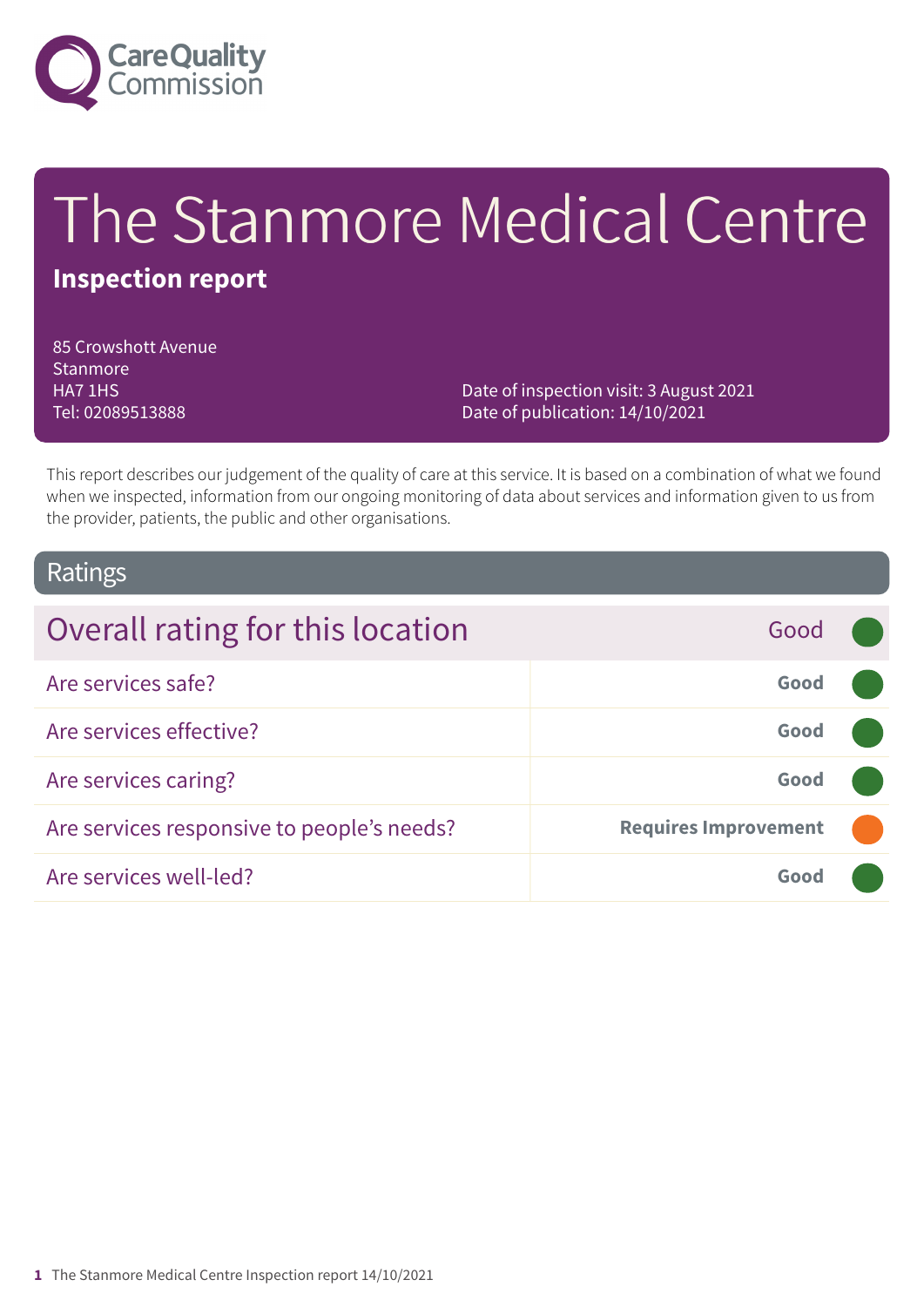# The Stanmore Medical Centre

**Inspection report**

85 Crowshott Avenue
Stanmore
HA7 1HS
Tel: 02089513888

Date of inspection visit: 3 August 2021
Date of publication: 14/10/2021

This report describes our judgement of the quality of care at this service. It is based on a combination of what we found when we inspected, information from our ongoing monitoring of data about services and information given to us from the provider, patients, the public and other organisations.

## Ratings

| Overall rating for this location | Good |
| --- | --- |
| Are services safe? | Good |
| Are services effective? | Good |
| Are services caring? | Good |
| Are services responsive to people's needs? | Requires Improvement |
| Are services well-led? | Good |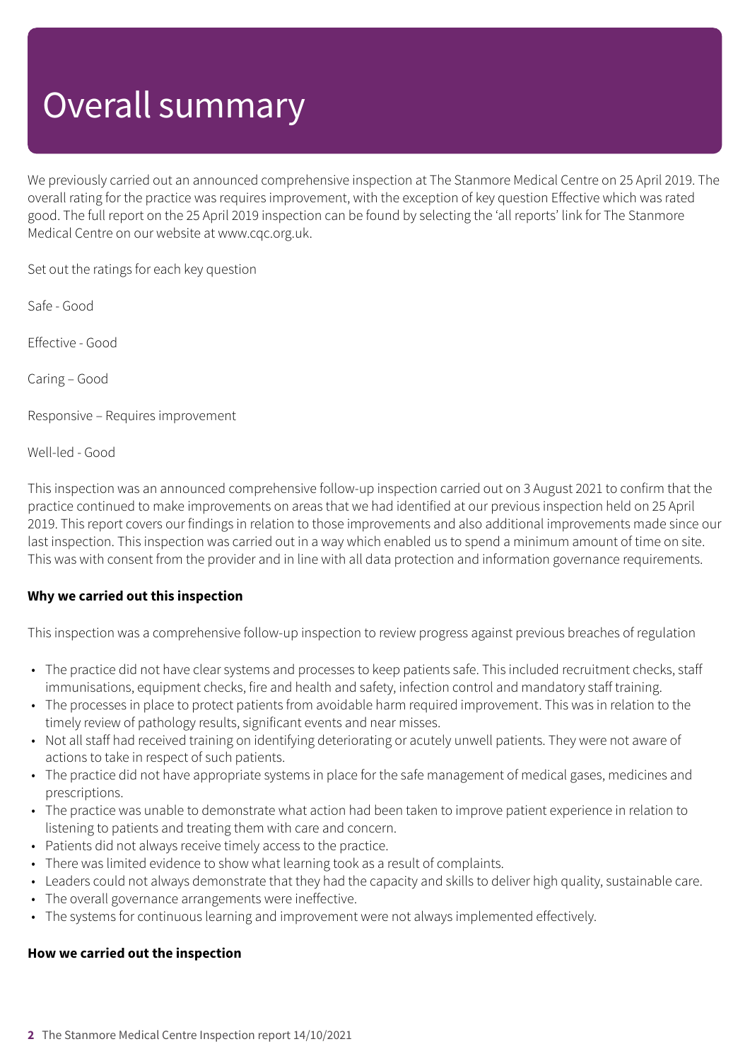# Overall summary

We previously carried out an announced comprehensive inspection at The Stanmore Medical Centre on 25 April 2019. The overall rating for the practice was requires improvement, with the exception of key question Effective which was rated good. The full report on the 25 April 2019 inspection can be found by selecting the 'all reports' link for The Stanmore Medical Centre on our website at www.cqc.org.uk.

Set out the ratings for each key question

Safe - Good

Effective - Good

Caring – Good

Responsive – Requires improvement

Well-led - Good

This inspection was an announced comprehensive follow-up inspection carried out on 3 August 2021 to confirm that the practice continued to make improvements on areas that we had identified at our previous inspection held on 25 April 2019. This report covers our findings in relation to those improvements and also additional improvements made since our last inspection. This inspection was carried out in a way which enabled us to spend a minimum amount of time on site. This was with consent from the provider and in line with all data protection and information governance requirements.

**Why we carried out this inspection**

This inspection was a comprehensive follow-up inspection to review progress against previous breaches of regulation

- The practice did not have clear systems and processes to keep patients safe. This included recruitment checks, staff immunisations, equipment checks, fire and health and safety, infection control and mandatory staff training.
- The processes in place to protect patients from avoidable harm required improvement. This was in relation to the timely review of pathology results, significant events and near misses.
- Not all staff had received training on identifying deteriorating or acutely unwell patients. They were not aware of actions to take in respect of such patients.
- The practice did not have appropriate systems in place for the safe management of medical gases, medicines and prescriptions.
- The practice was unable to demonstrate what action had been taken to improve patient experience in relation to listening to patients and treating them with care and concern.
- Patients did not always receive timely access to the practice.
- There was limited evidence to show what learning took as a result of complaints.
- Leaders could not always demonstrate that they had the capacity and skills to deliver high quality, sustainable care.
- The overall governance arrangements were ineffective.
- The systems for continuous learning and improvement were not always implemented effectively.

**How we carried out the inspection**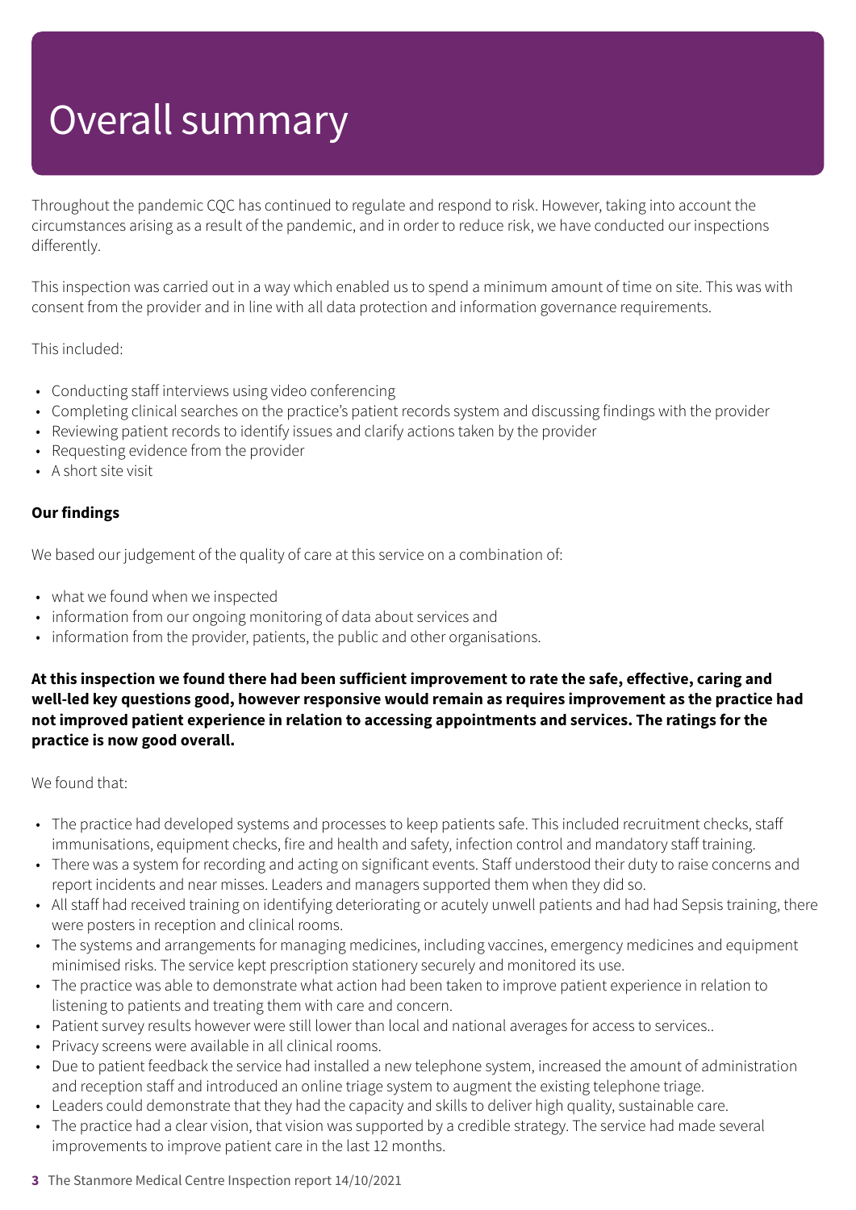# Overall summary

Throughout the pandemic CQC has continued to regulate and respond to risk. However, taking into account the circumstances arising as a result of the pandemic, and in order to reduce risk, we have conducted our inspections differently.

This inspection was carried out in a way which enabled us to spend a minimum amount of time on site. This was with consent from the provider and in line with all data protection and information governance requirements.

This included:

- Conducting staff interviews using video conferencing
- Completing clinical searches on the practice's patient records system and discussing findings with the provider
- Reviewing patient records to identify issues and clarify actions taken by the provider
- Requesting evidence from the provider
- A short site visit

**Our findings**

We based our judgement of the quality of care at this service on a combination of:

- what we found when we inspected
- information from our ongoing monitoring of data about services and
- information from the provider, patients, the public and other organisations.

**At this inspection we found there had been sufficient improvement to rate the safe, effective, caring and well-led key questions good, however responsive would remain as requires improvement as the practice had not improved patient experience in relation to accessing appointments and services. The ratings for the practice is now good overall.**

We found that:

- The practice had developed systems and processes to keep patients safe. This included recruitment checks, staff immunisations, equipment checks, fire and health and safety, infection control and mandatory staff training.
- There was a system for recording and acting on significant events. Staff understood their duty to raise concerns and report incidents and near misses. Leaders and managers supported them when they did so.
- All staff had received training on identifying deteriorating or acutely unwell patients and had had Sepsis training, there were posters in reception and clinical rooms.
- The systems and arrangements for managing medicines, including vaccines, emergency medicines and equipment minimised risks. The service kept prescription stationery securely and monitored its use.
- The practice was able to demonstrate what action had been taken to improve patient experience in relation to listening to patients and treating them with care and concern.
- Patient survey results however were still lower than local and national averages for access to services..
- Privacy screens were available in all clinical rooms.
- Due to patient feedback the service had installed a new telephone system, increased the amount of administration and reception staff and introduced an online triage system to augment the existing telephone triage.
- Leaders could demonstrate that they had the capacity and skills to deliver high quality, sustainable care.
- The practice had a clear vision, that vision was supported by a credible strategy. The service had made several improvements to improve patient care in the last 12 months.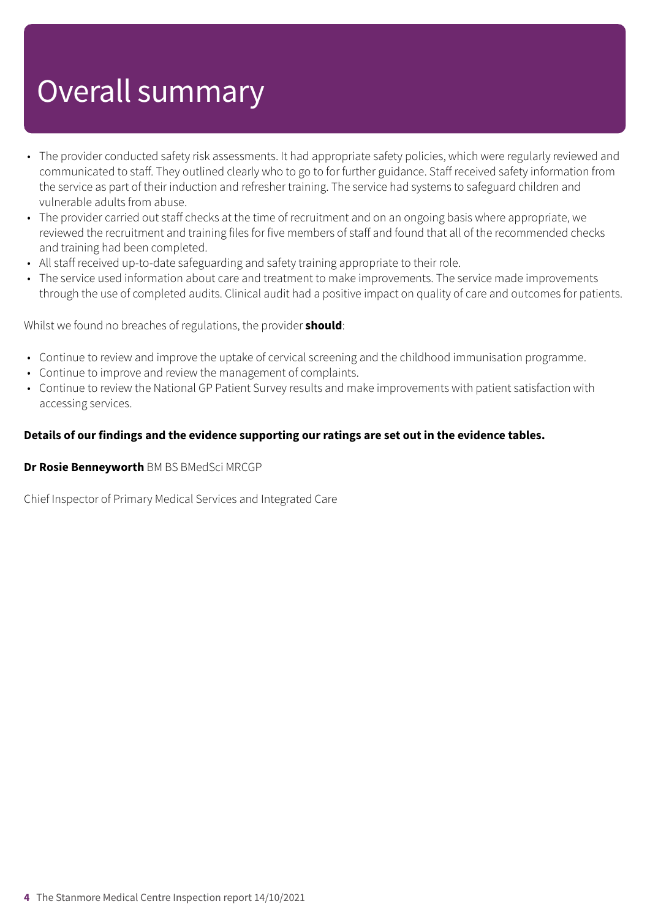# Overall summary

- The provider conducted safety risk assessments. It had appropriate safety policies, which were regularly reviewed and communicated to staff. They outlined clearly who to go to for further guidance. Staff received safety information from the service as part of their induction and refresher training. The service had systems to safeguard children and vulnerable adults from abuse.
- The provider carried out staff checks at the time of recruitment and on an ongoing basis where appropriate, we reviewed the recruitment and training files for five members of staff and found that all of the recommended checks and training had been completed.
- All staff received up-to-date safeguarding and safety training appropriate to their role.
- The service used information about care and treatment to make improvements. The service made improvements through the use of completed audits. Clinical audit had a positive impact on quality of care and outcomes for patients.

Whilst we found no breaches of regulations, the provider **should**:

- Continue to review and improve the uptake of cervical screening and the childhood immunisation programme.
- Continue to improve and review the management of complaints.
- Continue to review the National GP Patient Survey results and make improvements with patient satisfaction with accessing services.

**Details of our findings and the evidence supporting our ratings are set out in the evidence tables.**

**Dr Rosie Benneyworth** BM BS BMedSci MRCGP

Chief Inspector of Primary Medical Services and Integrated Care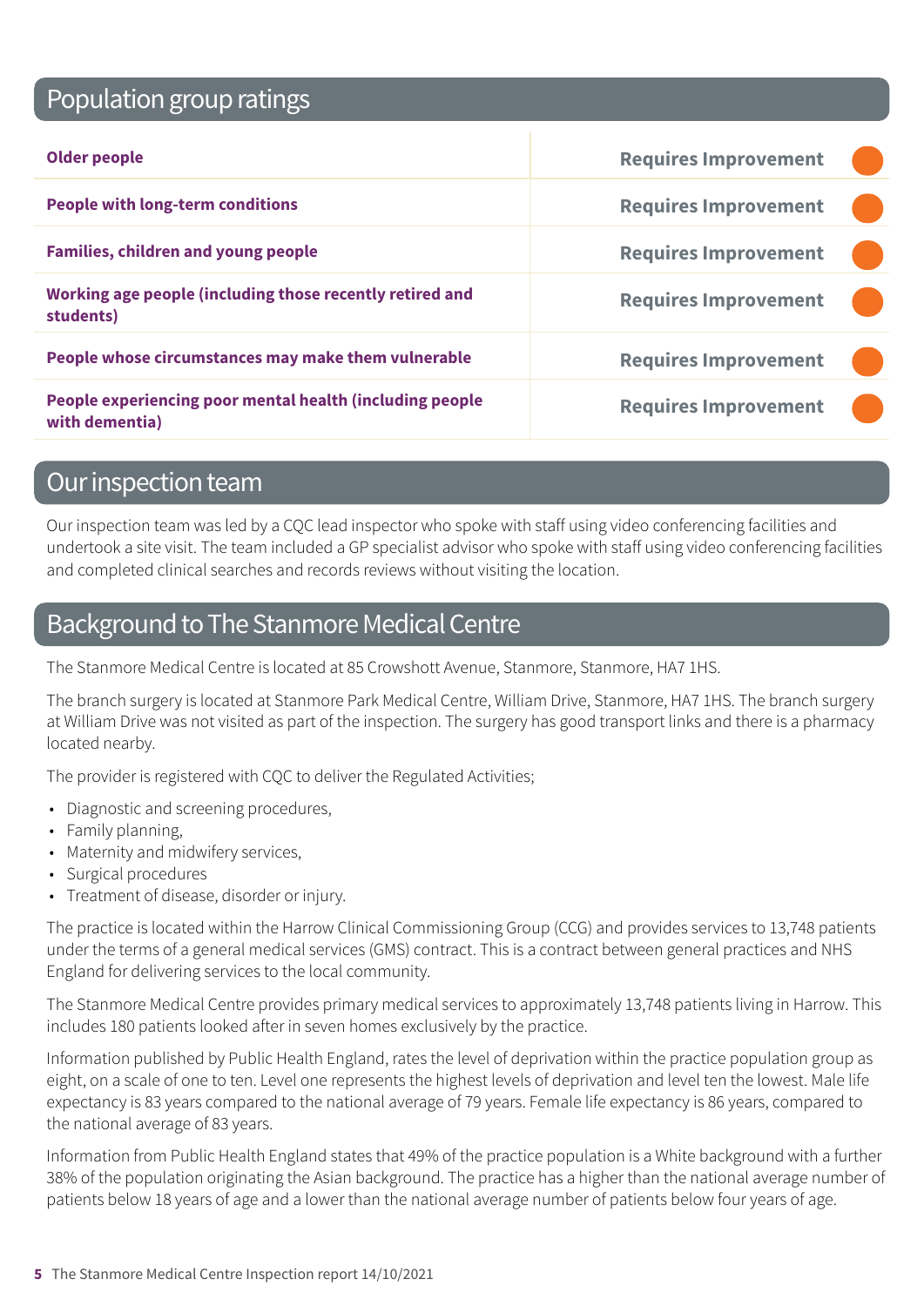## Population group ratings

| Population group | Rating |
| --- | --- |
| **Older people** | **Requires Improvement** |
| **People with long-term conditions** | **Requires Improvement** |
| **Families, children and young people** | **Requires Improvement** |
| **Working age people (including those recently retired and students)** | **Requires Improvement** |
| **People whose circumstances may make them vulnerable** | **Requires Improvement** |
| **People experiencing poor mental health (including people with dementia)** | **Requires Improvement** |

## Our inspection team

Our inspection team was led by a CQC lead inspector who spoke with staff using video conferencing facilities and undertook a site visit. The team included a GP specialist advisor who spoke with staff using video conferencing facilities and completed clinical searches and records reviews without visiting the location.

## Background to The Stanmore Medical Centre

The Stanmore Medical Centre is located at 85 Crowshott Avenue, Stanmore, Stanmore, HA7 1HS.

The branch surgery is located at Stanmore Park Medical Centre, William Drive, Stanmore, HA7 1HS. The branch surgery at William Drive was not visited as part of the inspection. The surgery has good transport links and there is a pharmacy located nearby.

The provider is registered with CQC to deliver the Regulated Activities;

- Diagnostic and screening procedures,
- Family planning,
- Maternity and midwifery services,
- Surgical procedures
- Treatment of disease, disorder or injury.

The practice is located within the Harrow Clinical Commissioning Group (CCG) and provides services to 13,748 patients under the terms of a general medical services (GMS) contract. This is a contract between general practices and NHS England for delivering services to the local community.

The Stanmore Medical Centre provides primary medical services to approximately 13,748 patients living in Harrow. This includes 180 patients looked after in seven homes exclusively by the practice.

Information published by Public Health England, rates the level of deprivation within the practice population group as eight, on a scale of one to ten. Level one represents the highest levels of deprivation and level ten the lowest. Male life expectancy is 83 years compared to the national average of 79 years. Female life expectancy is 86 years, compared to the national average of 83 years.

Information from Public Health England states that 49% of the practice population is a White background with a further 38% of the population originating the Asian background. The practice has a higher than the national average number of patients below 18 years of age and a lower than the national average number of patients below four years of age.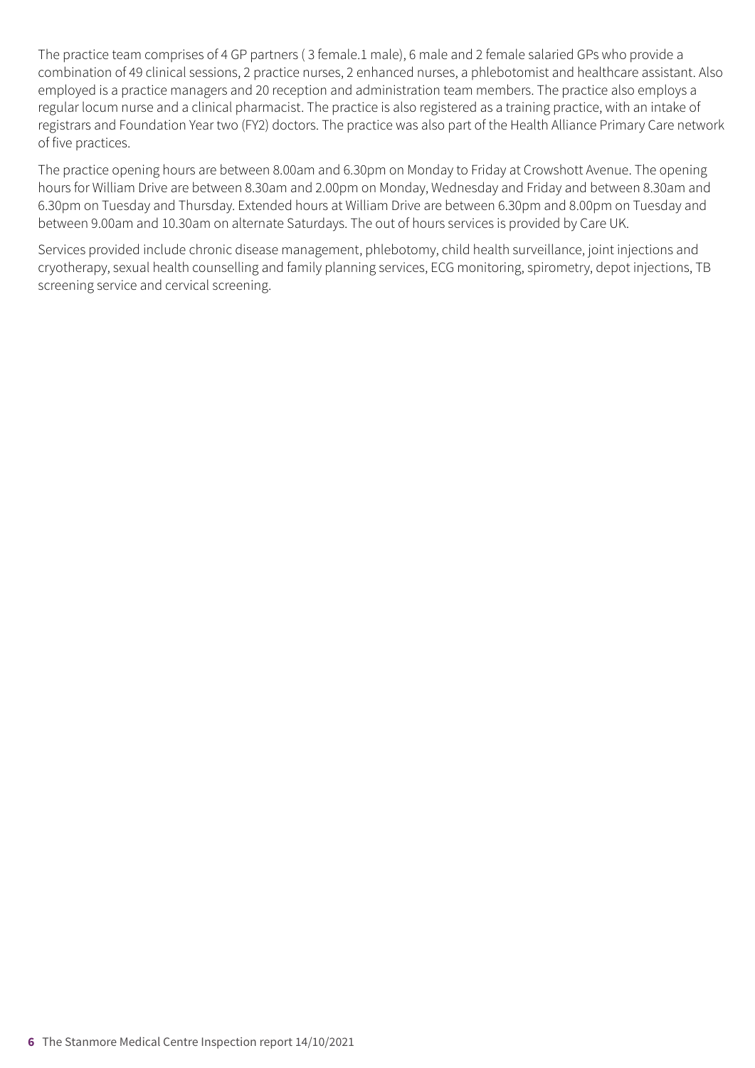The practice team comprises of 4 GP partners ( 3 female.1 male), 6 male and 2 female salaried GPs who provide a combination of 49 clinical sessions, 2 practice nurses, 2 enhanced nurses, a phlebotomist and healthcare assistant. Also employed is a practice managers and 20 reception and administration team members. The practice also employs a regular locum nurse and a clinical pharmacist. The practice is also registered as a training practice, with an intake of registrars and Foundation Year two (FY2) doctors. The practice was also part of the Health Alliance Primary Care network of five practices.

The practice opening hours are between 8.00am and 6.30pm on Monday to Friday at Crowshott Avenue. The opening hours for William Drive are between 8.30am and 2.00pm on Monday, Wednesday and Friday and between 8.30am and 6.30pm on Tuesday and Thursday. Extended hours at William Drive are between 6.30pm and 8.00pm on Tuesday and between 9.00am and 10.30am on alternate Saturdays. The out of hours services is provided by Care UK.

Services provided include chronic disease management, phlebotomy, child health surveillance, joint injections and cryotherapy, sexual health counselling and family planning services, ECG monitoring, spirometry, depot injections, TB screening service and cervical screening.